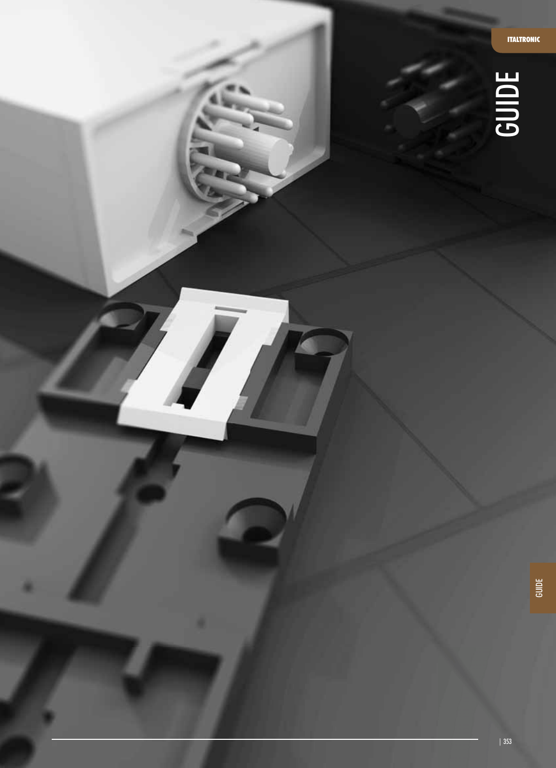# GUIDE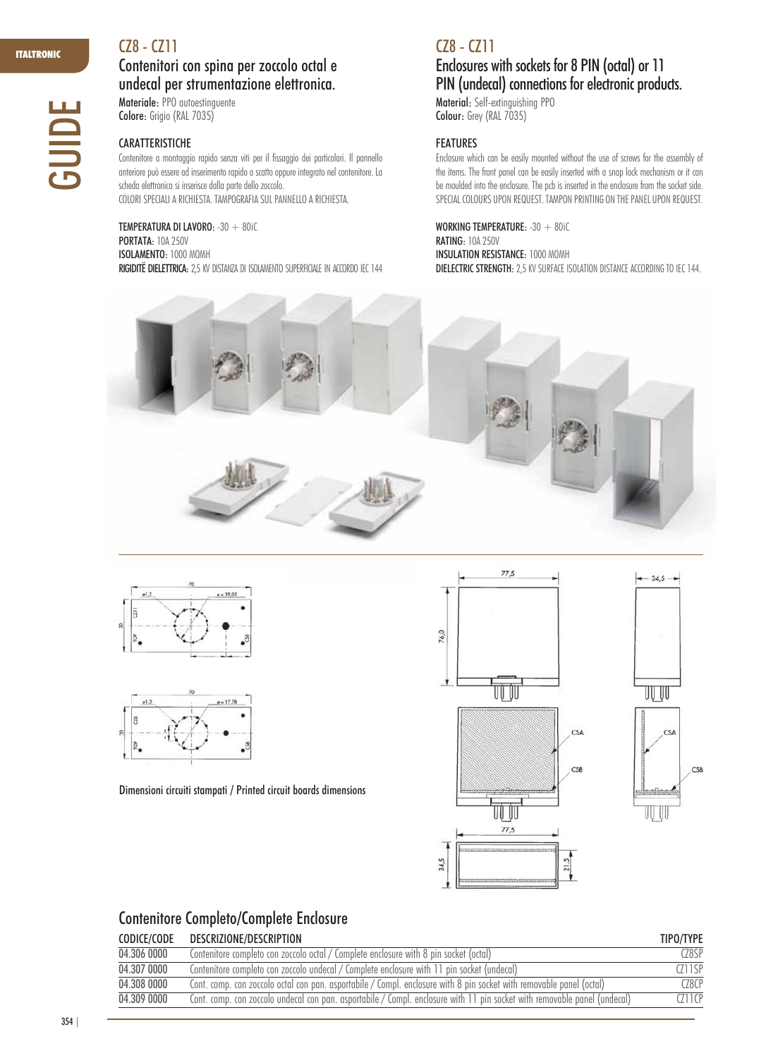## CZ8 - CZ11

### Contenitori con spina per zoccolo octal e undecal per strumentazione elettronica.

**Materiale:** PPO autoestinguente
**Colore:** Grigio (RAL 7035)

#### CARATTERISTICHE

Contenitore a montaggio rapido senza viti per il fissaggio dei particolari. Il pannello anteriore può essere ad inserimento rapido a scatto oppure integrato nel contenitore. La scheda elettronica si inserisce dalla parte dello zoccolo.
COLORI SPECIALI A RICHIESTA. TAMPOGRAFIA SUL PANNELLO A RICHIESTA.

**TEMPERATURA DI LAVORO:** -30 + 80°C
**PORTATA:** 10A 250V
**ISOLAMENTO:** 1000 MOHM
**RIGIDITÈ DIELETTRICA:** 2,5 KV DISTANZA DI ISOLAMENTO SUPERFICIALE IN ACCORDO IEC 144

## CZ8 - CZ11

### Enclosures with sockets for 8 PIN (octal) or 11 PIN (undecal) connections for electronic products.

**Material:** Self-extinguishing PPO
**Colour:** Grey (RAL 7035)

#### FEATURES

Enclosure which can be easily mounted without the use of screws for the assembly of the items. The front panel can be easily inserted with a snap lock mechanism or it can be moulded into the enclosure. The pcb is inserted in the enclosure from the socket side.
SPECIAL COLOURS UPON REQUEST. TAMPON PRINTING ON THE PANEL UPON REQUEST.

**WORKING TEMPERATURE:** -30 + 80°C
**RATING:** 10A 250V
**INSULATION RESISTANCE:** 1000 MOHM
**DIELECTRIC STRENGTH:** 2,5 KV SURFACE ISOLATION DISTANCE ACCORDING TO IEC 144.

Dimensioni circuiti stampati / Printed circuit boards dimensions

### Contenitore Completo/Complete Enclosure

| CODICE/CODE | DESCRIZIONE/DESCRIPTION | TIPO/TYPE |
|---|---|---|
| 04.306 0000 | Contenitore completo con zoccolo octal / Complete enclosure with 8 pin socket (octal) | CZ8SP |
| 04.307 0000 | Contenitore completo con zoccolo undecal / Complete enclosure with 11 pin socket (undecal) | CZ11SP |
| 04.308 0000 | Cont. comp. con zoccolo octal con pan. asportabile / Compl. enclosure with 8 pin socket with removable panel (octal) | CZ8CP |
| 04.309 0000 | Cont. comp. con zoccolo undecal con pan. asportabile / Compl. enclosure with 11 pin socket with removable panel (undecal) | CZ11CP |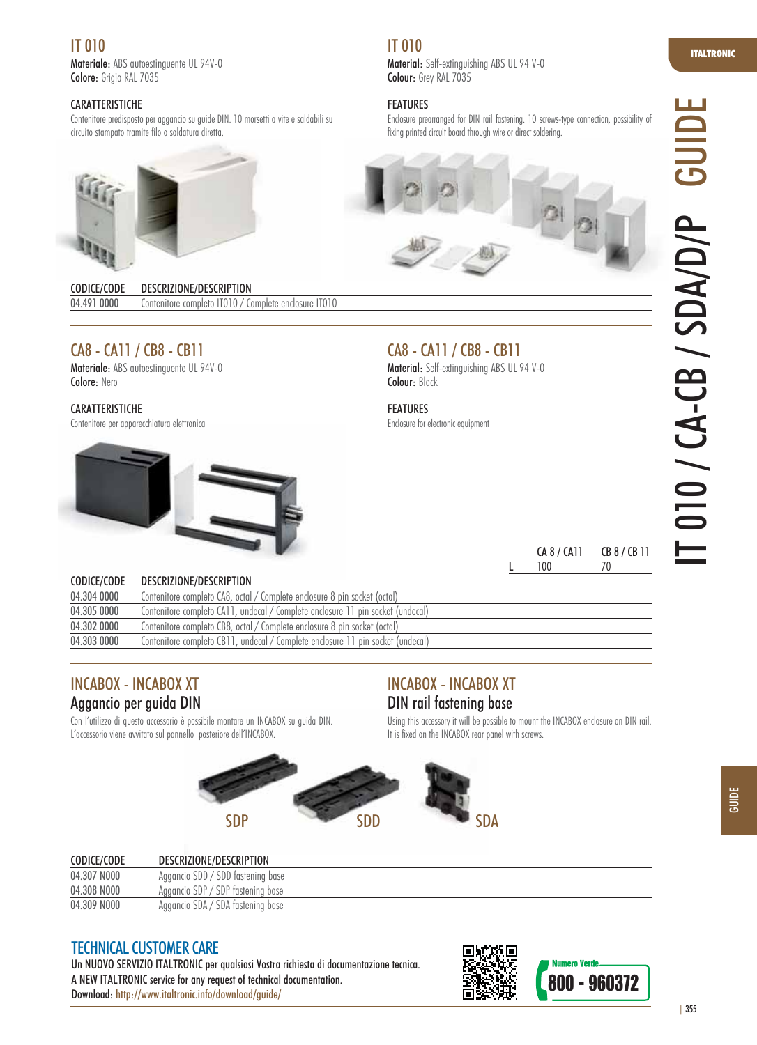## IT 010

**Materiale:** ABS autoestinguente UL 94V-0
**Colore:** Grigio RAL 7035

### CARATTERISTICHE

Contenitore predisposto per aggancio su guide DIN. 10 morsetti a vite e saldabili su circuito stampato tramite filo o saldatura diretta.

## IT 010

**Material:** Self-extinguishing ABS UL 94 V-0
**Colour:** Grey RAL 7035

### FEATURES

Enclosure prearranged for DIN rail fastening. 10 screws-type connection, possibility of fixing printed circuit board through wire or direct soldering.

| CODICE/CODE | DESCRIZIONE/DESCRIPTION |
|---|---|
| 04.491 0000 | Contenitore completo IT010 / Complete enclosure IT010 |

## CA8 - CA11 / CB8 - CB11

**Materiale:** ABS autoestinguente UL 94V-0
**Colore:** Nero

### CARATTERISTICHE

Contenitore per apparecchiatura elettronica

## CA8 - CA11 / CB8 - CB11

**Material:** Self-extinguishing ABS UL 94 V-0
**Colour:** Black

### FEATURES

Enclosure for electronic equipment

| | CA 8 / CA11 | CB 8 / CB 11 |
|---|---|---|
| L | 100 | 70 |

| CODICE/CODE | DESCRIZIONE/DESCRIPTION |
|---|---|
| 04.304 0000 | Contenitore completo CA8, octal / Complete enclosure 8 pin socket (octal) |
| 04.305 0000 | Contenitore completo CA11, undecal / Complete enclosure 11 pin socket (undecal) |
| 04.302 0000 | Contenitore completo CB8, octal / Complete enclosure 8 pin socket (octal) |
| 04.303 0000 | Contenitore completo CB11, undecal / Complete enclosure 11 pin socket (undecal) |

## INCABOX - INCABOX XT

### Aggancio per guida DIN

Con l'utilizzo di questo accessorio è possibile montare un INCABOX su guida DIN. L'accessorio viene avvitato sul pannello posteriore dell'INCABOX.

## INCABOX - INCABOX XT

### DIN rail fastening base

Using this accessory it will be possible to mount the INCABOX enclosure on DIN rail. It is fixed on the INCABOX rear panel with screws.

SDP SDD SDA

| CODICE/CODE | DESCRIZIONE/DESCRIPTION |
|---|---|
| 04.307 N000 | Aggancio SDD / SDD fastening base |
| 04.308 N000 | Aggancio SDP / SDP fastening base |
| 04.309 N000 | Aggancio SDA / SDA fastening base |

## TECHNICAL CUSTOMER CARE

Un NUOVO SERVIZIO ITALTRONIC per qualsiasi Vostra richiesta di documentazione tecnica.
A NEW ITALTRONIC service for any request of technical documentation.
Download: http://www.italtronic.info/download/guide/

Numero Verde 800 - 960372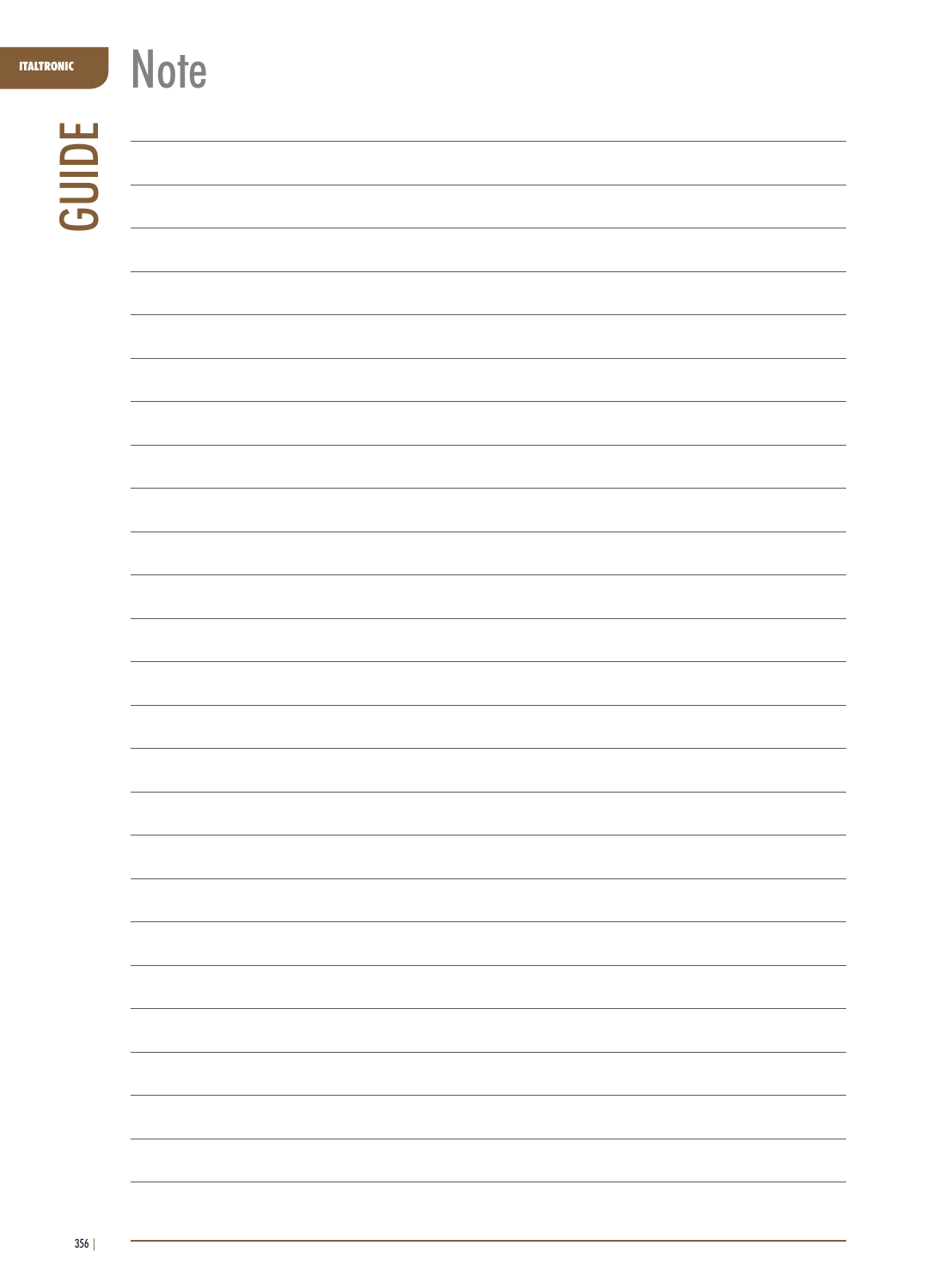# Note